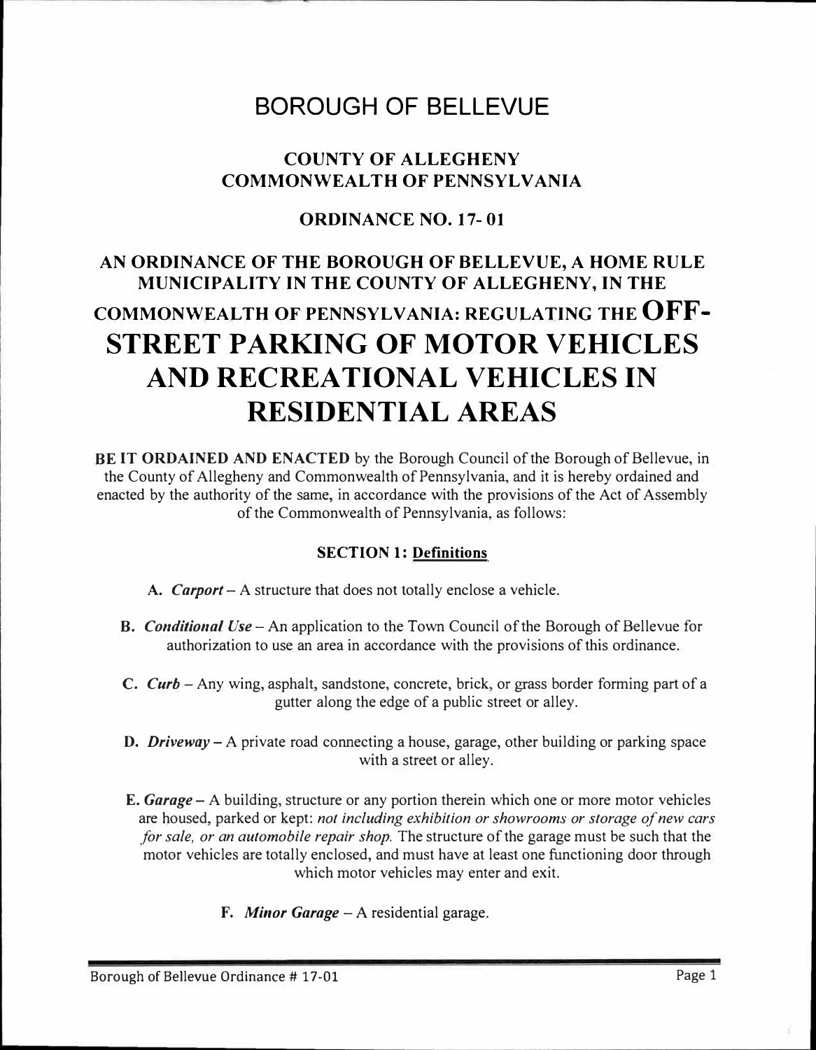# BOROUGH OF BELLEVUE

## COUNTY OF ALLEGHENY
## COMMONWEALTH OF PENNSYLVANIA

## ORDINANCE NO. 17- 01

## AN ORDINANCE OF THE BOROUGH OF BELLEVUE, A HOME RULE MUNICIPALITY IN THE COUNTY OF ALLEGHENY, IN THE COMMONWEALTH OF PENNSYLVANIA: REGULATING THE OFF-STREET PARKING OF MOTOR VEHICLES AND RECREATIONAL VEHICLES IN RESIDENTIAL AREAS

**BE IT ORDAINED AND ENACTED** by the Borough Council of the Borough of Bellevue, in the County of Allegheny and Commonwealth of Pennsylvania, and it is hereby ordained and enacted by the authority of the same, in accordance with the provisions of the Act of Assembly of the Commonwealth of Pennsylvania, as follows:

### SECTION 1: Definitions

**A.** ***Carport*** – A structure that does not totally enclose a vehicle.

**B.** ***Conditional Use*** – An application to the Town Council of the Borough of Bellevue for authorization to use an area in accordance with the provisions of this ordinance.

**C.** ***Curb*** – Any wing, asphalt, sandstone, concrete, brick, or grass border forming part of a gutter along the edge of a public street or alley.

**D.** ***Driveway*** – A private road connecting a house, garage, other building or parking space with a street or alley.

**E.** ***Garage*** – A building, structure or any portion therein which one or more motor vehicles are housed, parked or kept: *not including exhibition or showrooms or storage of new cars for sale, or an automobile repair shop.* The structure of the garage must be such that the motor vehicles are totally enclosed, and must have at least one functioning door through which motor vehicles may enter and exit.

**F.** ***Minor Garage*** – A residential garage.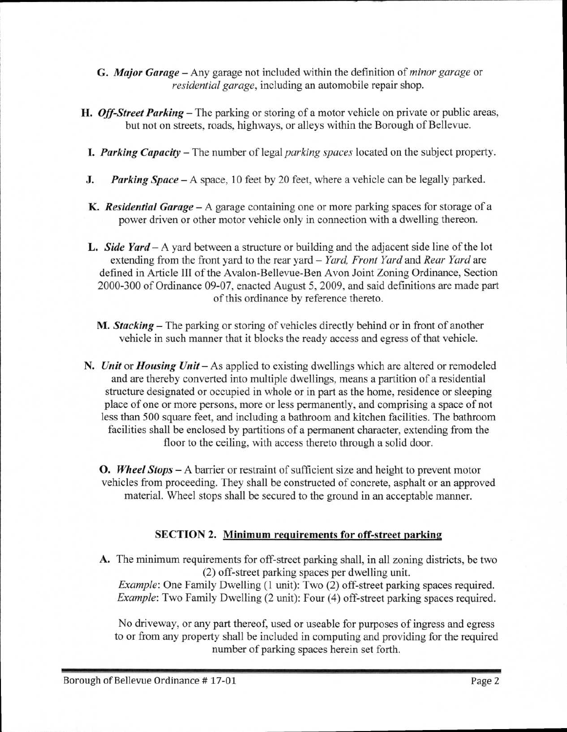**G.** ***Major Garage*** – Any garage not included within the definition of *minor garage* or *residential garage*, including an automobile repair shop.

**H.** ***Off-Street Parking*** – The parking or storing of a motor vehicle on private or public areas, but not on streets, roads, highways, or alleys within the Borough of Bellevue.

**I.** ***Parking Capacity*** – The number of legal *parking spaces* located on the subject property.

**J.** ***Parking Space*** – A space, 10 feet by 20 feet, where a vehicle can be legally parked.

**K.** ***Residential Garage*** – A garage containing one or more parking spaces for storage of a power driven or other motor vehicle only in connection with a dwelling thereon.

**L.** ***Side Yard*** – A yard between a structure or building and the adjacent side line of the lot extending from the front yard to the rear yard – *Yard, Front Yard* and *Rear Yard* are defined in Article III of the Avalon-Bellevue-Ben Avon Joint Zoning Ordinance, Section 2000-300 of Ordinance 09-07, enacted August 5, 2009, and said definitions are made part of this ordinance by reference thereto.

**M.** ***Stacking*** – The parking or storing of vehicles directly behind or in front of another vehicle in such manner that it blocks the ready access and egress of that vehicle.

**N.** ***Unit*** or ***Housing Unit*** – As applied to existing dwellings which are altered or remodeled and are thereby converted into multiple dwellings, means a partition of a residential structure designated or occupied in whole or in part as the home, residence or sleeping place of one or more persons, more or less permanently, and comprising a space of not less than 500 square feet, and including a bathroom and kitchen facilities. The bathroom facilities shall be enclosed by partitions of a permanent character, extending from the floor to the ceiling, with access thereto through a solid door.

**O.** ***Wheel Stops*** – A barrier or restraint of sufficient size and height to prevent motor vehicles from proceeding. They shall be constructed of concrete, asphalt or an approved material. Wheel stops shall be secured to the ground in an acceptable manner.

## SECTION 2. Minimum requirements for off-street parking

**A.** The minimum requirements for off-street parking shall, in all zoning districts, be two (2) off-street parking spaces per dwelling unit.
*Example*: One Family Dwelling (1 unit): Two (2) off-street parking spaces required.
*Example*: Two Family Dwelling (2 unit): Four (4) off-street parking spaces required.

No driveway, or any part thereof, used or useable for purposes of ingress and egress to or from any property shall be included in computing and providing for the required number of parking spaces herein set forth.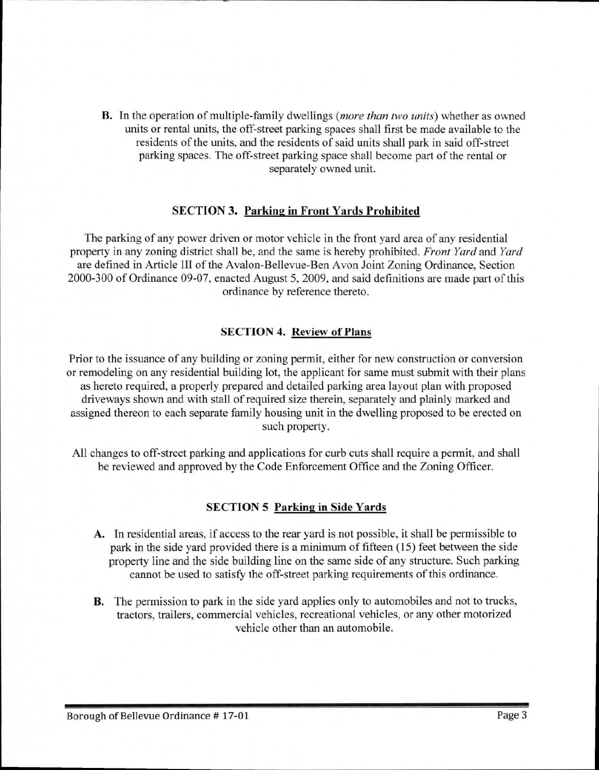**B.** In the operation of multiple-family dwellings (*more than two units*) whether as owned units or rental units, the off-street parking spaces shall first be made available to the residents of the units, and the residents of said units shall park in said off-street parking spaces. The off-street parking space shall become part of the rental or separately owned unit.

## SECTION 3. Parking in Front Yards Prohibited

The parking of any power driven or motor vehicle in the front yard area of any residential property in any zoning district shall be, and the same is hereby prohibited. *Front Yard* and *Yard* are defined in Article III of the Avalon-Bellevue-Ben Avon Joint Zoning Ordinance, Section 2000-300 of Ordinance 09-07, enacted August 5, 2009, and said definitions are made part of this ordinance by reference thereto.

## SECTION 4. Review of Plans

Prior to the issuance of any building or zoning permit, either for new construction or conversion or remodeling on any residential building lot, the applicant for same must submit with their plans as hereto required, a properly prepared and detailed parking area layout plan with proposed driveways shown and with stall of required size therein, separately and plainly marked and assigned thereon to each separate family housing unit in the dwelling proposed to be erected on such property.

All changes to off-street parking and applications for curb cuts shall require a permit, and shall be reviewed and approved by the Code Enforcement Office and the Zoning Officer.

## SECTION 5 Parking in Side Yards

**A.** In residential areas, if access to the rear yard is not possible, it shall be permissible to park in the side yard provided there is a minimum of fifteen (15) feet between the side property line and the side building line on the same side of any structure. Such parking cannot be used to satisfy the off-street parking requirements of this ordinance.

**B.** The permission to park in the side yard applies only to automobiles and not to trucks, tractors, trailers, commercial vehicles, recreational vehicles, or any other motorized vehicle other than an automobile.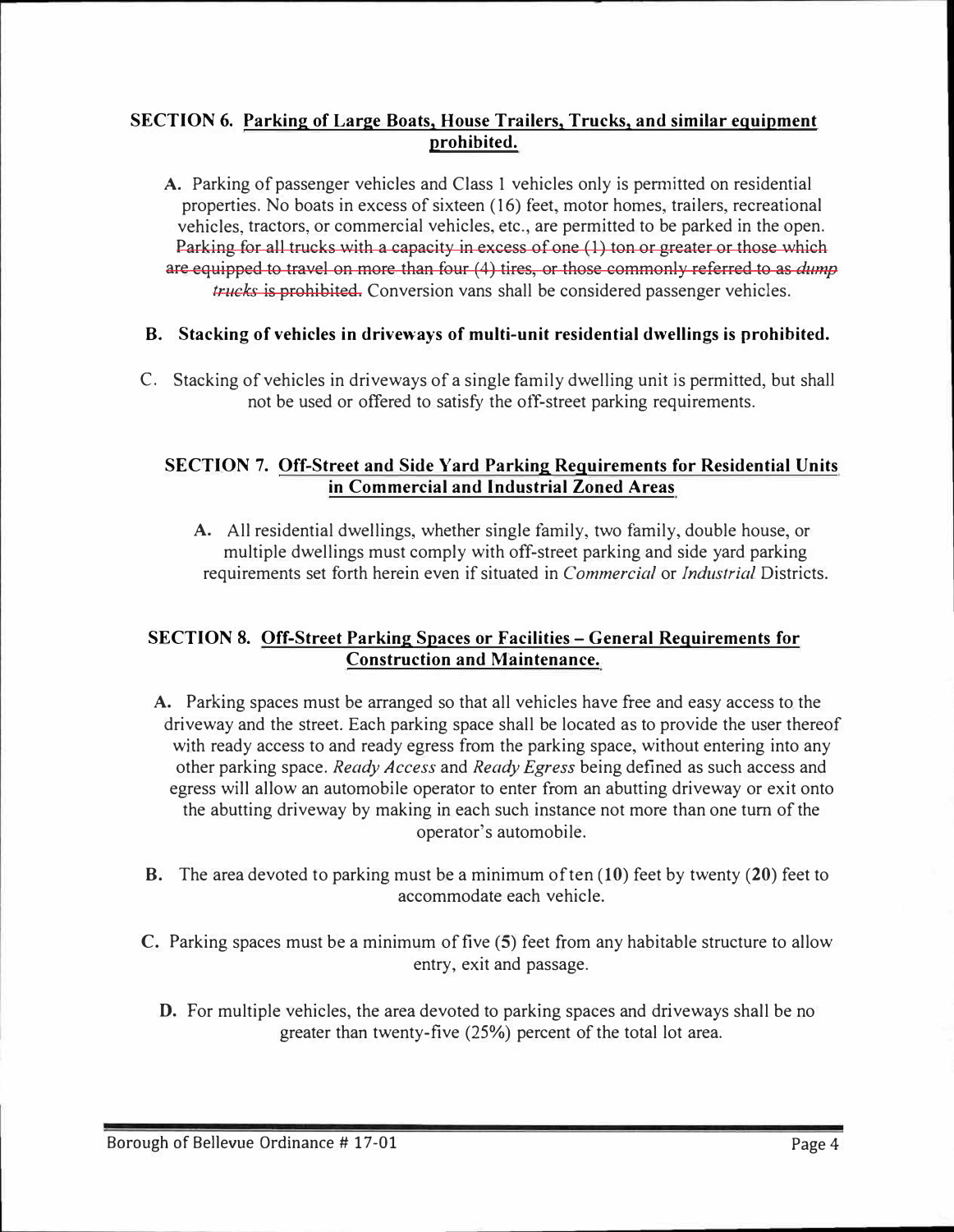## SECTION 6. Parking of Large Boats, House Trailers, Trucks, and similar equipment prohibited.

**A.** Parking of passenger vehicles and Class 1 vehicles only is permitted on residential properties. No boats in excess of sixteen (16) feet, motor homes, trailers, recreational vehicles, tractors, or commercial vehicles, etc., are permitted to be parked in the open. ~~Parking for all trucks with a capacity in excess of one (1) ton or greater or those which are equipped to travel on more than four (4) tires, or those commonly referred to as *dump trucks* is prohibited.~~ Conversion vans shall be considered passenger vehicles.

**B. Stacking of vehicles in driveways of multi-unit residential dwellings is prohibited.**

C. Stacking of vehicles in driveways of a single family dwelling unit is permitted, but shall not be used or offered to satisfy the off-street parking requirements.

## SECTION 7. Off-Street and Side Yard Parking Requirements for Residential Units in Commercial and Industrial Zoned Areas

**A.** All residential dwellings, whether single family, two family, double house, or multiple dwellings must comply with off-street parking and side yard parking requirements set forth herein even if situated in *Commercial* or *Industrial* Districts.

## SECTION 8. Off-Street Parking Spaces or Facilities – General Requirements for Construction and Maintenance.

**A.** Parking spaces must be arranged so that all vehicles have free and easy access to the driveway and the street. Each parking space shall be located as to provide the user thereof with ready access to and ready egress from the parking space, without entering into any other parking space. *Ready Access* and *Ready Egress* being defined as such access and egress will allow an automobile operator to enter from an abutting driveway or exit onto the abutting driveway by making in each such instance not more than one turn of the operator's automobile.

**B.** The area devoted to parking must be a minimum of ten (**10**) feet by twenty (**20**) feet to accommodate each vehicle.

**C.** Parking spaces must be a minimum of five (**5**) feet from any habitable structure to allow entry, exit and passage.

**D.** For multiple vehicles, the area devoted to parking spaces and driveways shall be no greater than twenty-five (25%) percent of the total lot area.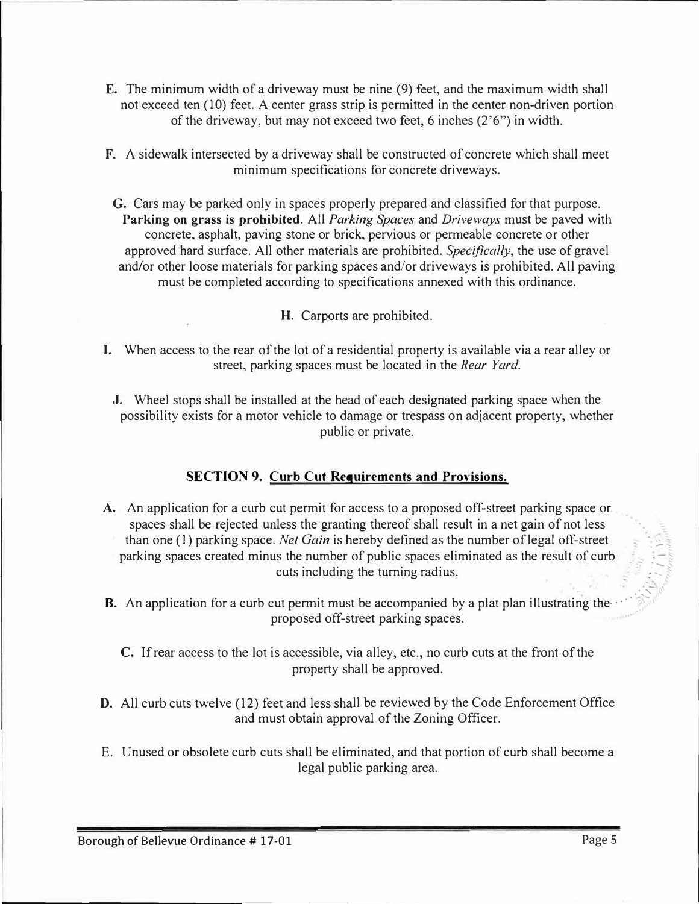**E.** The minimum width of a driveway must be nine (9) feet, and the maximum width shall not exceed ten (10) feet. A center grass strip is permitted in the center non-driven portion of the driveway, but may not exceed two feet, 6 inches (2'6") in width.

**F.** A sidewalk intersected by a driveway shall be constructed of concrete which shall meet minimum specifications for concrete driveways.

**G.** Cars may be parked only in spaces properly prepared and classified for that purpose. **Parking on grass is prohibited**. All *Parking Spaces* and *Driveways* must be paved with concrete, asphalt, paving stone or brick, pervious or permeable concrete or other approved hard surface. All other materials are prohibited. *Specifically*, the use of gravel and/or other loose materials for parking spaces and/or driveways is prohibited. All paving must be completed according to specifications annexed with this ordinance.

**H.** Carports are prohibited.

**I.** When access to the rear of the lot of a residential property is available via a rear alley or street, parking spaces must be located in the *Rear Yard*.

**J.** Wheel stops shall be installed at the head of each designated parking space when the possibility exists for a motor vehicle to damage or trespass on adjacent property, whether public or private.

## SECTION 9. Curb Cut Requirements and Provisions.

**A.** An application for a curb cut permit for access to a proposed off-street parking space or spaces shall be rejected unless the granting thereof shall result in a net gain of not less than one (1) parking space. *Net Gain* is hereby defined as the number of legal off-street parking spaces created minus the number of public spaces eliminated as the result of curb cuts including the turning radius.

**B.** An application for a curb cut permit must be accompanied by a plat plan illustrating the proposed off-street parking spaces.

**C.** If rear access to the lot is accessible, via alley, etc., no curb cuts at the front of the property shall be approved.

**D.** All curb cuts twelve (12) feet and less shall be reviewed by the Code Enforcement Office and must obtain approval of the Zoning Officer.

E. Unused or obsolete curb cuts shall be eliminated, and that portion of curb shall become a legal public parking area.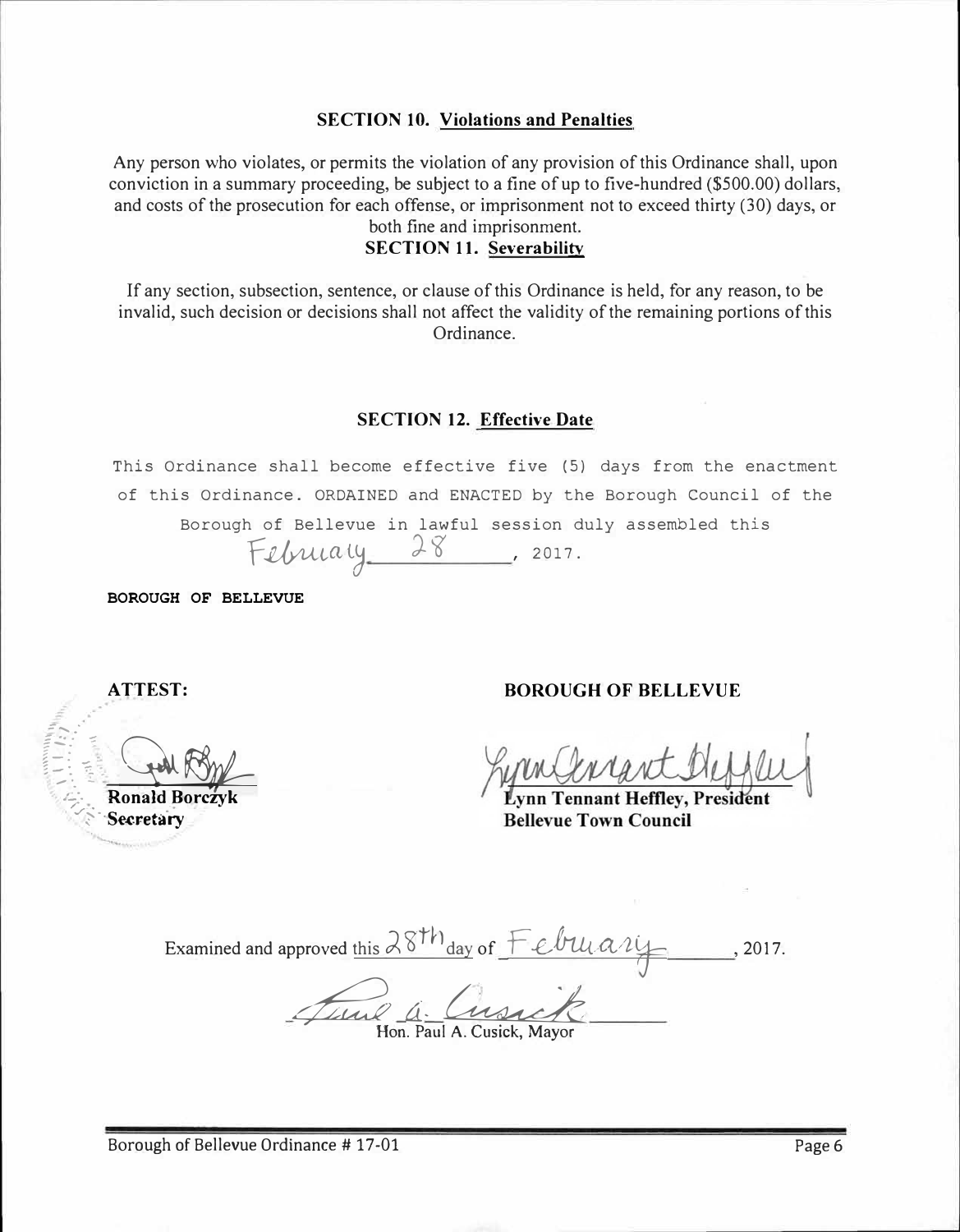### SECTION 10. Violations and Penalties

Any person who violates, or permits the violation of any provision of this Ordinance shall, upon conviction in a summary proceeding, be subject to a fine of up to five-hundred ($500.00) dollars, and costs of the prosecution for each offense, or imprisonment not to exceed thirty (30) days, or both fine and imprisonment.

### SECTION 11. Severability

If any section, subsection, sentence, or clause of this Ordinance is held, for any reason, to be invalid, such decision or decisions shall not affect the validity of the remaining portions of this Ordinance.

### SECTION 12. Effective Date

This Ordinance shall become effective five (5) days from the enactment of this Ordinance. ORDAINED and ENACTED by the Borough Council of the Borough of Bellevue in lawful session duly assembled this February 28, 2017.

**BOROUGH OF BELLEVUE**

**ATTEST:**

**Ronald Borczyk**
**Secretary**

**BOROUGH OF BELLEVUE**

**Lynn Tennant Heffley, President**
**Bellevue Town Council**

Examined and approved this 28th day of February, 2017.

Hon. Paul A. Cusick, Mayor

Borough of Bellevue Ordinance # 17-01